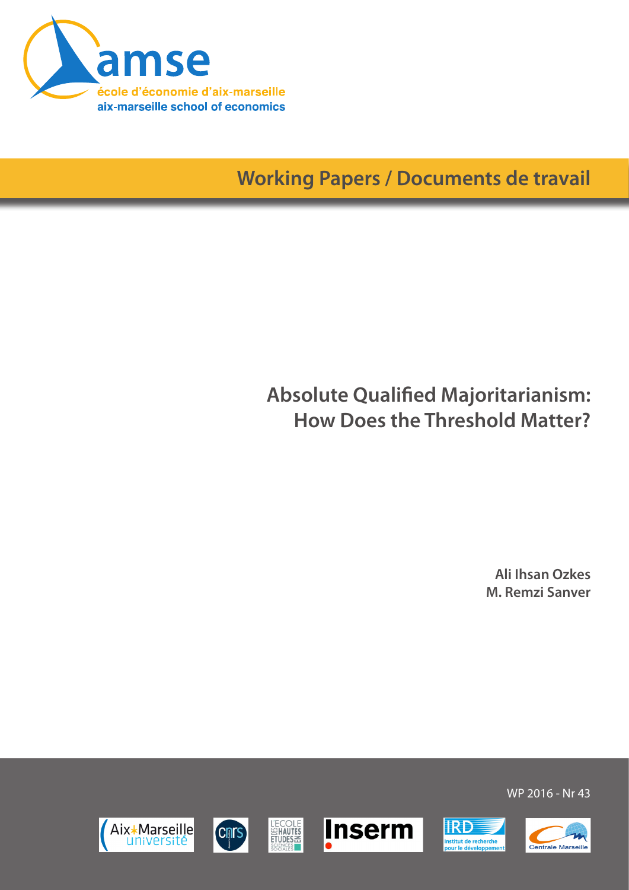amse

école d'économie d'aix-marseille

aix-marseille school of economics

Working Papers / Documents de travail

# Absolute Qualified Majoritarianism: How Does the Threshold Matter?

**Ali Ihsan Ozkes**

**M. Remzi Sanver**

WP 2016 - Nr 43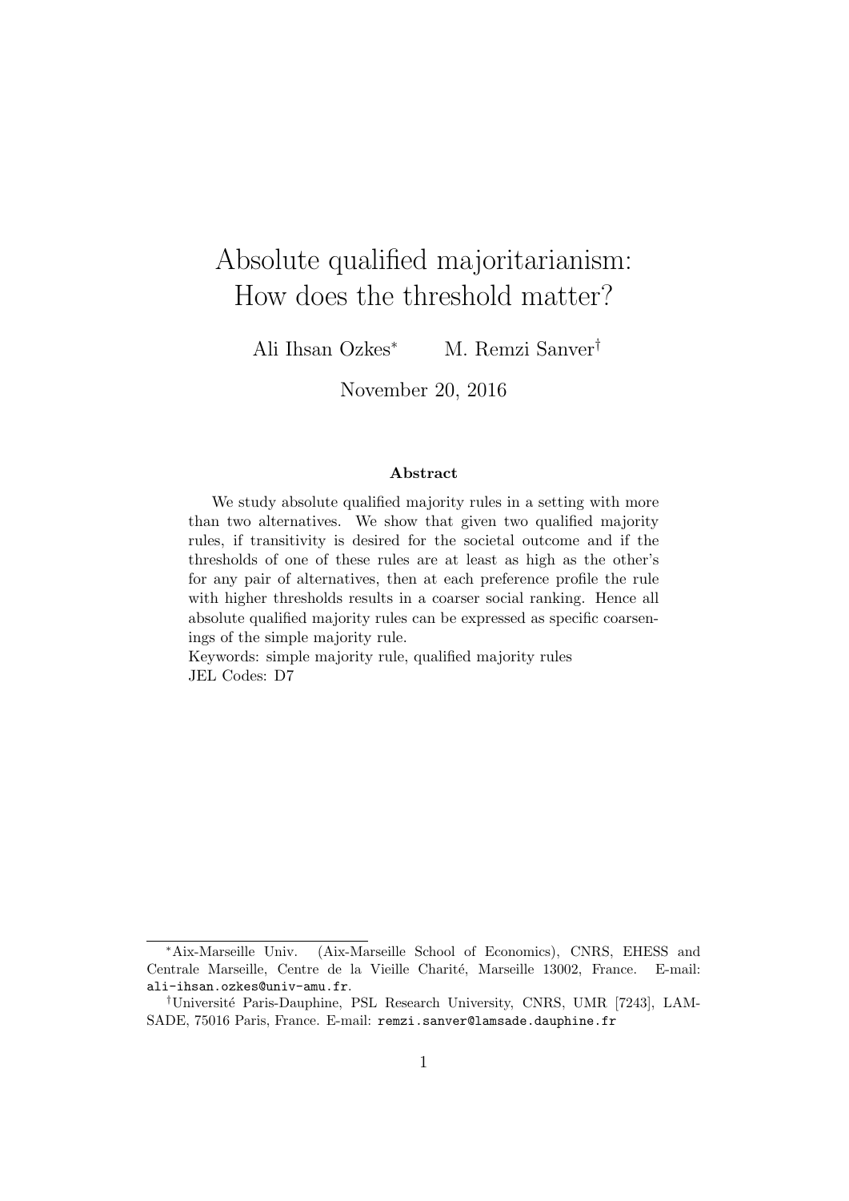# Absolute qualified majoritarianism: How does the threshold matter?

Ali Ihsan Ozkes[*] M. Remzi Sanver[†]

November 20, 2016

### Abstract

We study absolute qualified majority rules in a setting with more than two alternatives. We show that given two qualified majority rules, if transitivity is desired for the societal outcome and if the thresholds of one of these rules are at least as high as the other's for any pair of alternatives, then at each preference profile the rule with higher thresholds results in a coarser social ranking. Hence all absolute qualified majority rules can be expressed as specific coarsenings of the simple majority rule.

Keywords: simple majority rule, qualified majority rules

JEL Codes: D7

---

[*] Aix-Marseille Univ. (Aix-Marseille School of Economics), CNRS, EHESS and Centrale Marseille, Centre de la Vieille Charité, Marseille 13002, France. E-mail: `ali-ihsan.ozkes@univ-amu.fr`.

[†] Université Paris-Dauphine, PSL Research University, CNRS, UMR [7243], LAMSADE, 75016 Paris, France. E-mail: `remzi.sanver@lamsade.dauphine.fr`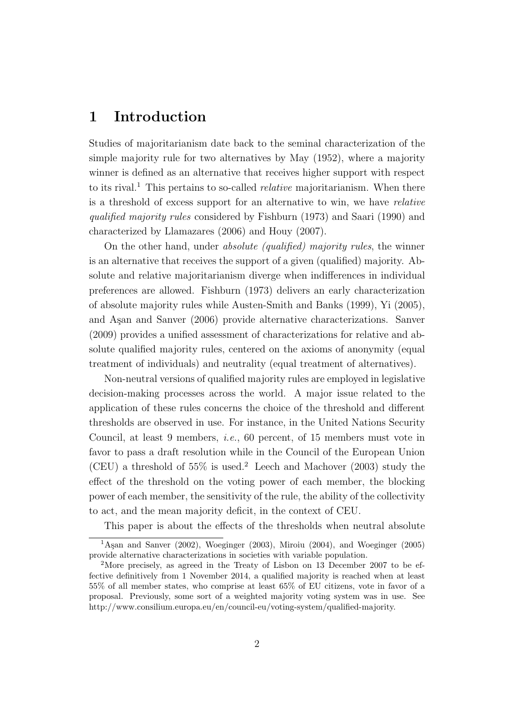# 1 Introduction

Studies of majoritarianism date back to the seminal characterization of the simple majority rule for two alternatives by May (1952), where a majority winner is defined as an alternative that receives higher support with respect to its rival.[1] This pertains to so-called *relative* majoritarianism. When there is a threshold of excess support for an alternative to win, we have *relative qualified majority rules* considered by Fishburn (1973) and Saari (1990) and characterized by Llamazares (2006) and Houy (2007).

On the other hand, under *absolute (qualified) majority rules*, the winner is an alternative that receives the support of a given (qualified) majority. Absolute and relative majoritarianism diverge when indifferences in individual preferences are allowed. Fishburn (1973) delivers an early characterization of absolute majority rules while Austen-Smith and Banks (1999), Yi (2005), and Aşan and Sanver (2006) provide alternative characterizations. Sanver (2009) provides a unified assessment of characterizations for relative and absolute qualified majority rules, centered on the axioms of anonymity (equal treatment of individuals) and neutrality (equal treatment of alternatives).

Non-neutral versions of qualified majority rules are employed in legislative decision-making processes across the world. A major issue related to the application of these rules concerns the choice of the threshold and different thresholds are observed in use. For instance, in the United Nations Security Council, at least 9 members, *i.e.*, 60 percent, of 15 members must vote in favor to pass a draft resolution while in the Council of the European Union (CEU) a threshold of 55% is used.[2] Leech and Machover (2003) study the effect of the threshold on the voting power of each member, the blocking power of each member, the sensitivity of the rule, the ability of the collectivity to act, and the mean majority deficit, in the context of CEU.

This paper is about the effects of the thresholds when neutral absolute

[1] Aşan and Sanver (2002), Woeginger (2003), Miroiu (2004), and Woeginger (2005) provide alternative characterizations in societies with variable population.

[2] More precisely, as agreed in the Treaty of Lisbon on 13 December 2007 to be effective definitively from 1 November 2014, a qualified majority is reached when at least 55% of all member states, who comprise at least 65% of EU citizens, vote in favor of a proposal. Previously, some sort of a weighted majority voting system was in use. See http://www.consilium.europa.eu/en/council-eu/voting-system/qualified-majority.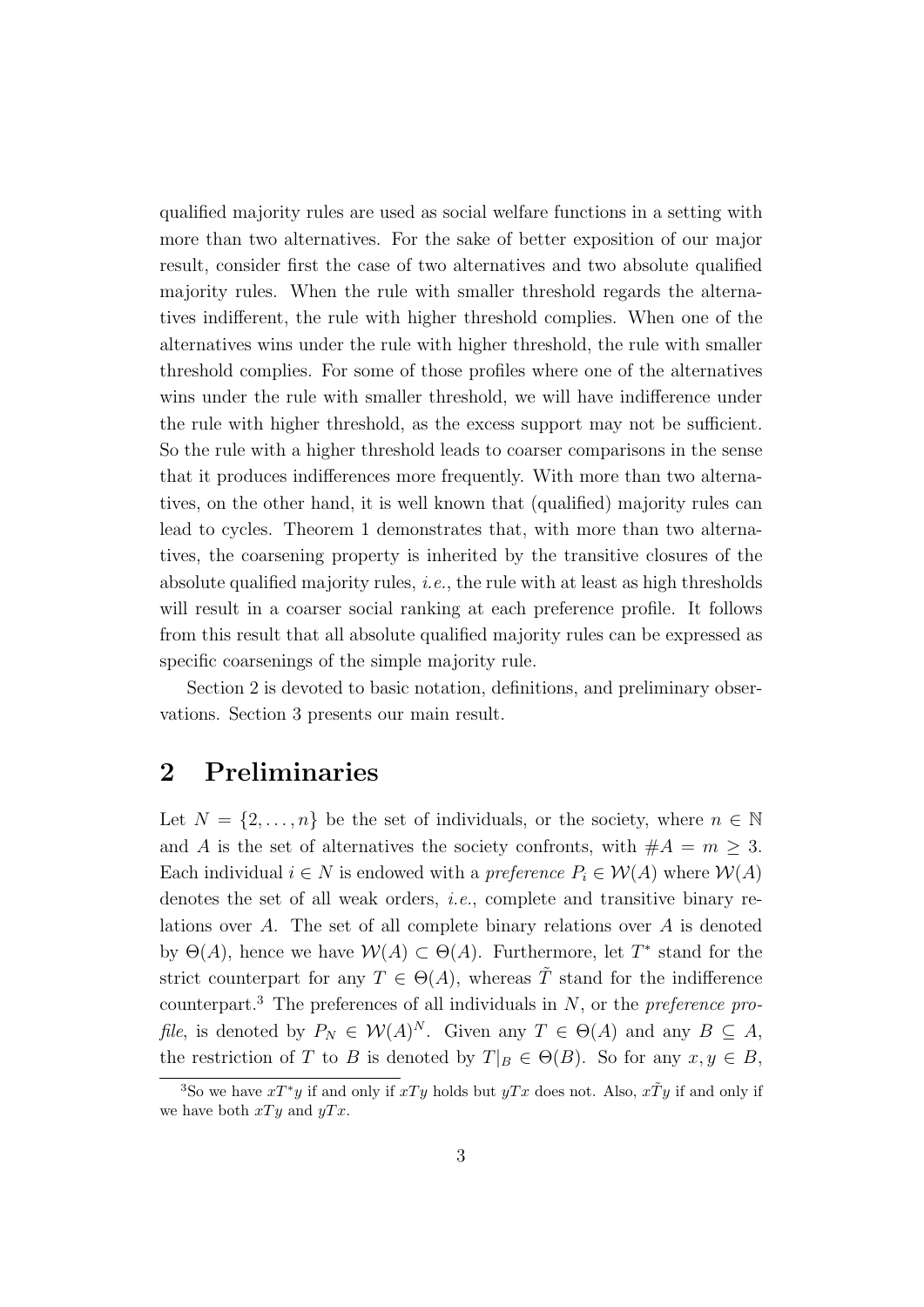qualified majority rules are used as social welfare functions in a setting with more than two alternatives. For the sake of better exposition of our major result, consider first the case of two alternatives and two absolute qualified majority rules. When the rule with smaller threshold regards the alternatives indifferent, the rule with higher threshold complies. When one of the alternatives wins under the rule with higher threshold, the rule with smaller threshold complies. For some of those profiles where one of the alternatives wins under the rule with smaller threshold, we will have indifference under the rule with higher threshold, as the excess support may not be sufficient. So the rule with a higher threshold leads to coarser comparisons in the sense that it produces indifferences more frequently. With more than two alternatives, on the other hand, it is well known that (qualified) majority rules can lead to cycles. Theorem 1 demonstrates that, with more than two alternatives, the coarsening property is inherited by the transitive closures of the absolute qualified majority rules, *i.e.*, the rule with at least as high thresholds will result in a coarser social ranking at each preference profile. It follows from this result that all absolute qualified majority rules can be expressed as specific coarsenings of the simple majority rule.

Section 2 is devoted to basic notation, definitions, and preliminary observations. Section 3 presents our main result.

## 2 Preliminaries

Let $N = \{2, \ldots, n\}$ be the set of individuals, or the society, where $n \in \mathbb{N}$ and $A$ is the set of alternatives the society confronts, with $\#A = m \geq 3$. Each individual $i \in N$ is endowed with a *preference* $P_i \in \mathcal{W}(A)$ where $\mathcal{W}(A)$ denotes the set of all weak orders, *i.e.*, complete and transitive binary relations over $A$. The set of all complete binary relations over $A$ is denoted by $\Theta(A)$, hence we have $\mathcal{W}(A) \subset \Theta(A)$. Furthermore, let $T^*$ stand for the strict counterpart for any $T \in \Theta(A)$, whereas $\tilde{T}$ stand for the indifference counterpart.[3] The preferences of all individuals in $N$, or the *preference profile*, is denoted by $P_N \in \mathcal{W}(A)^N$. Given any $T \in \Theta(A)$ and any $B \subseteq A$, the restriction of $T$ to $B$ is denoted by $T|_B \in \Theta(B)$. So for any $x, y \in B$,

[3] So we have $xT^*y$ if and only if $xTy$ holds but $yTx$ does not. Also, $x\tilde{T}y$ if and only if we have both $xTy$ and $yTx$.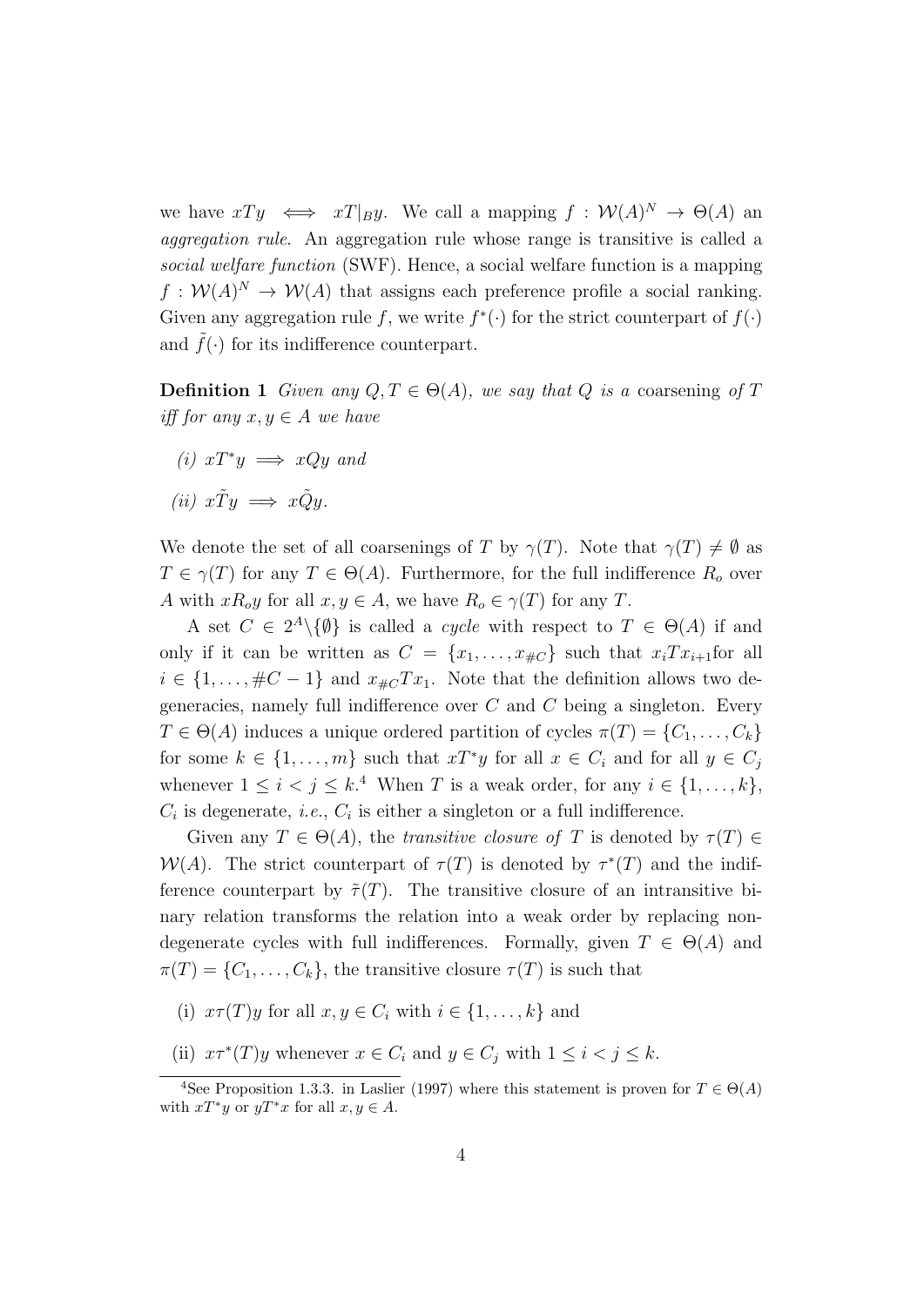we have $xTy \iff xT|_By$. We call a mapping $f : \mathcal{W}(A)^N \to \Theta(A)$ an *aggregation rule*. An aggregation rule whose range is transitive is called a *social welfare function* (SWF). Hence, a social welfare function is a mapping $f : \mathcal{W}(A)^N \to \mathcal{W}(A)$ that assigns each preference profile a social ranking. Given any aggregation rule $f$, we write $f^*(\cdot)$ for the strict counterpart of $f(\cdot)$ and $\tilde{f}(\cdot)$ for its indifference counterpart.

**Definition 1** *Given any $Q, T \in \Theta(A)$, we say that $Q$ is a* coarsening *of $T$ iff for any $x, y \in A$ we have*

*(i) $xT^*y \implies xQy$ and*

*(ii) $x\tilde{T}y \implies x\tilde{Q}y$.*

We denote the set of all coarsenings of $T$ by $\gamma(T)$. Note that $\gamma(T) \neq \emptyset$ as $T \in \gamma(T)$ for any $T \in \Theta(A)$. Furthermore, for the full indifference $R_o$ over $A$ with $xR_oy$ for all $x, y \in A$, we have $R_o \in \gamma(T)$ for any $T$.

A set $C \in 2^A \backslash \{\emptyset\}$ is called a *cycle* with respect to $T \in \Theta(A)$ if and only if it can be written as $C = \{x_1, \ldots, x_{\#C}\}$ such that $x_iTx_{i+1}$for all $i \in \{1, \ldots, \#C - 1\}$ and $x_{\#C}Tx_1$. Note that the definition allows two degeneracies, namely full indifference over $C$ and $C$ being a singleton. Every $T \in \Theta(A)$ induces a unique ordered partition of cycles $\pi(T) = \{C_1, \ldots, C_k\}$ for some $k \in \{1, \ldots, m\}$ such that $xT^*y$ for all $x \in C_i$ and for all $y \in C_j$ whenever $1 \leq i < j \leq k$.[4] When $T$ is a weak order, for any $i \in \{1, \ldots, k\}$, $C_i$ is degenerate, *i.e.*, $C_i$ is either a singleton or a full indifference.

Given any $T \in \Theta(A)$, the *transitive closure of* $T$ is denoted by $\tau(T) \in \mathcal{W}(A)$. The strict counterpart of $\tau(T)$ is denoted by $\tau^*(T)$ and the indifference counterpart by $\tilde{\tau}(T)$. The transitive closure of an intransitive binary relation transforms the relation into a weak order by replacing non-degenerate cycles with full indifferences. Formally, given $T \in \Theta(A)$ and $\pi(T) = \{C_1, \ldots, C_k\}$, the transitive closure $\tau(T)$ is such that

(i) $x\tau(T)y$ for all $x, y \in C_i$ with $i \in \{1, \ldots, k\}$ and

(ii) $x\tau^*(T)y$ whenever $x \in C_i$ and $y \in C_j$ with $1 \leq i < j \leq k$.

[4]See Proposition 1.3.3. in Laslier (1997) where this statement is proven for $T \in \Theta(A)$ with $xT^*y$ or $yT^*x$ for all $x, y \in A$.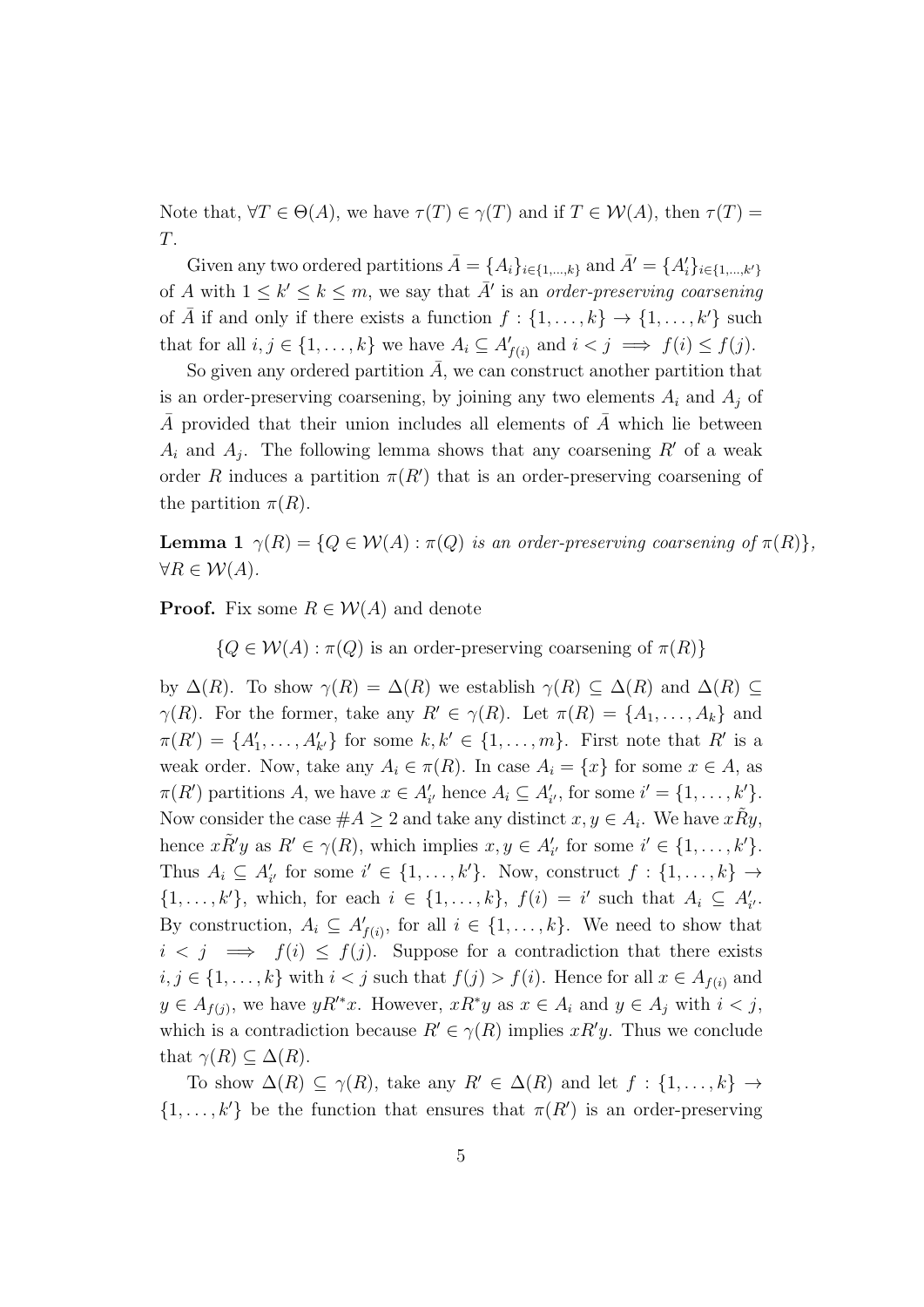Note that, $\forall T \in \Theta(A)$, we have $\tau(T) \in \gamma(T)$ and if $T \in \mathcal{W}(A)$, then $\tau(T) = T$.

Given any two ordered partitions $\bar{A} = \{A_i\}_{i\in\{1,...,k\}}$ and $\bar{A}' = \{A'_i\}_{i\in\{1,...,k'\}}$ of $A$ with $1 \leq k' \leq k \leq m$, we say that $\bar{A}'$ is an *order-preserving coarsening* of $\bar{A}$ if and only if there exists a function $f : \{1, \ldots, k\} \to \{1, \ldots, k'\}$ such that for all $i, j \in \{1, \ldots, k\}$ we have $A_i \subseteq A'_{f(i)}$ and $i < j \implies f(i) \leq f(j)$.

So given any ordered partition $\bar{A}$, we can construct another partition that is an order-preserving coarsening, by joining any two elements $A_i$ and $A_j$ of $\bar{A}$ provided that their union includes all elements of $\bar{A}$ which lie between $A_i$ and $A_j$. The following lemma shows that any coarsening $R'$ of a weak order $R$ induces a partition $\pi(R')$ that is an order-preserving coarsening of the partition $\pi(R)$.

**Lemma 1** *$\gamma(R) = \{Q \in \mathcal{W}(A) : \pi(Q)$ is an order-preserving coarsening of $\pi(R)\}$, $\forall R \in \mathcal{W}(A)$.*

**Proof.** Fix some $R \in \mathcal{W}(A)$ and denote

$$\{Q \in \mathcal{W}(A) : \pi(Q) \text{ is an order-preserving coarsening of } \pi(R)\}$$

by $\Delta(R)$. To show $\gamma(R) = \Delta(R)$ we establish $\gamma(R) \subseteq \Delta(R)$ and $\Delta(R) \subseteq \gamma(R)$. For the former, take any $R' \in \gamma(R)$. Let $\pi(R) = \{A_1, \ldots, A_k\}$ and $\pi(R') = \{A'_1, \ldots, A'_{k'}\}$ for some $k, k' \in \{1, \ldots, m\}$. First note that $R'$ is a weak order. Now, take any $A_i \in \pi(R)$. In case $A_i = \{x\}$ for some $x \in A$, as $\pi(R')$ partitions $A$, we have $x \in A'_{i'}$ hence $A_i \subseteq A'_{i'}$, for some $i' = \{1, \ldots, k'\}$. Now consider the case $\#A \geq 2$ and take any distinct $x, y \in A_i$. We have $x\tilde{R}y$, hence $x\tilde{R}'y$ as $R' \in \gamma(R)$, which implies $x, y \in A'_{i'}$ for some $i' \in \{1, \ldots, k'\}$. Thus $A_i \subseteq A'_{i'}$ for some $i' \in \{1, \ldots, k'\}$. Now, construct $f : \{1, \ldots, k\} \to \{1, \ldots, k'\}$, which, for each $i \in \{1, \ldots, k\}$, $f(i) = i'$ such that $A_i \subseteq A'_{i'}$. By construction, $A_i \subseteq A'_{f(i)}$, for all $i \in \{1, \ldots, k\}$. We need to show that $i < j \implies f(i) \leq f(j)$. Suppose for a contradiction that there exists $i, j \in \{1, \ldots, k\}$ with $i < j$ such that $f(j) > f(i)$. Hence for all $x \in A_{f(i)}$ and $y \in A_{f(j)}$, we have $yR'^*x$. However, $xR^*y$ as $x \in A_i$ and $y \in A_j$ with $i < j$, which is a contradiction because $R' \in \gamma(R)$ implies $xR'y$. Thus we conclude that $\gamma(R) \subseteq \Delta(R)$.

To show $\Delta(R) \subseteq \gamma(R)$, take any $R' \in \Delta(R)$ and let $f : \{1, \ldots, k\} \to \{1, \ldots, k'\}$ be the function that ensures that $\pi(R')$ is an order-preserving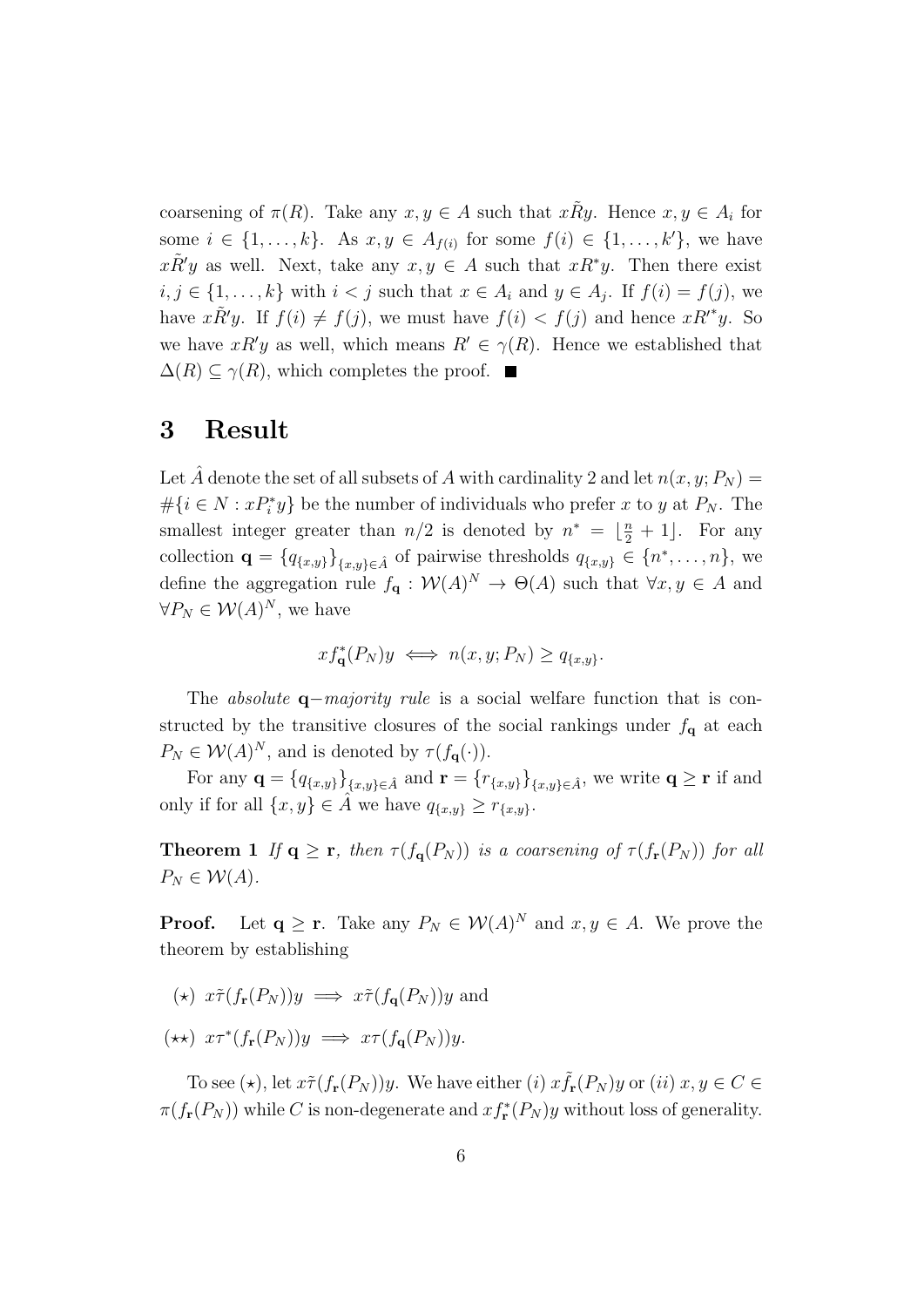coarsening of $\pi(R)$. Take any $x, y \in A$ such that $x\tilde{R}y$. Hence $x, y \in A_i$ for some $i \in \{1, \ldots, k\}$. As $x, y \in A_{f(i)}$ for some $f(i) \in \{1, \ldots, k'\}$, we have $x\tilde{R}'y$ as well. Next, take any $x, y \in A$ such that $xR^*y$. Then there exist $i, j \in \{1, \ldots, k\}$ with $i < j$ such that $x \in A_i$ and $y \in A_j$. If $f(i) = f(j)$, we have $x\tilde{R}'y$. If $f(i) \neq f(j)$, we must have $f(i) < f(j)$ and hence $xR'^*y$. So we have $xR'y$ as well, which means $R' \in \gamma(R)$. Hence we established that $\Delta(R) \subseteq \gamma(R)$, which completes the proof. ■

# 3 Result

Let $\hat{A}$ denote the set of all subsets of $A$ with cardinality 2 and let $n(x, y; P_N) = \#\{i \in N : xP_i^*y\}$ be the number of individuals who prefer $x$ to $y$ at $P_N$. The smallest integer greater than $n/2$ is denoted by $n^* = \lfloor \frac{n}{2} + 1 \rfloor$. For any collection $\mathbf{q} = \{q_{\{x,y\}}\}_{\{x,y\} \in \hat{A}}$ of pairwise thresholds $q_{\{x,y\}} \in \{n^*, \ldots, n\}$, we define the aggregation rule $f_{\mathbf{q}} : \mathcal{W}(A)^N \to \Theta(A)$ such that $\forall x, y \in A$ and $\forall P_N \in \mathcal{W}(A)^N$, we have

$$x f_{\mathbf{q}}^*(P_N) y \iff n(x, y; P_N) \geq q_{\{x,y\}}.$$

The *absolute* $\mathbf{q}-$*majority rule* is a social welfare function that is constructed by the transitive closures of the social rankings under $f_{\mathbf{q}}$ at each $P_N \in \mathcal{W}(A)^N$, and is denoted by $\tau(f_{\mathbf{q}}(\cdot))$.

For any $\mathbf{q} = \{q_{\{x,y\}}\}_{\{x,y\} \in \hat{A}}$ and $\mathbf{r} = \{r_{\{x,y\}}\}_{\{x,y\} \in \hat{A}}$, we write $\mathbf{q} \geq \mathbf{r}$ if and only if for all $\{x, y\} \in \hat{A}$ we have $q_{\{x,y\}} \geq r_{\{x,y\}}$.

**Theorem 1** *If $\mathbf{q} \geq \mathbf{r}$, then $\tau(f_{\mathbf{q}}(P_N))$ is a coarsening of $\tau(f_{\mathbf{r}}(P_N))$ for all $P_N \in \mathcal{W}(A)$.*

**Proof.** Let $\mathbf{q} \geq \mathbf{r}$. Take any $P_N \in \mathcal{W}(A)^N$ and $x, y \in A$. We prove the theorem by establishing

($\star$) $x\tilde{\tau}(f_{\mathbf{r}}(P_N))y \implies x\tilde{\tau}(f_{\mathbf{q}}(P_N))y$ and

($\star\star$) $x\tau^*(f_{\mathbf{r}}(P_N))y \implies x\tau(f_{\mathbf{q}}(P_N))y$.

To see ($\star$), let $x\tilde{\tau}(f_{\mathbf{r}}(P_N))y$. We have either $(i)$ $x\tilde{f}_{\mathbf{r}}(P_N)y$ or $(ii)$ $x, y \in C \in \pi(f_{\mathbf{r}}(P_N))$ while $C$ is non-degenerate and $xf_{\mathbf{r}}^*(P_N)y$ without loss of generality.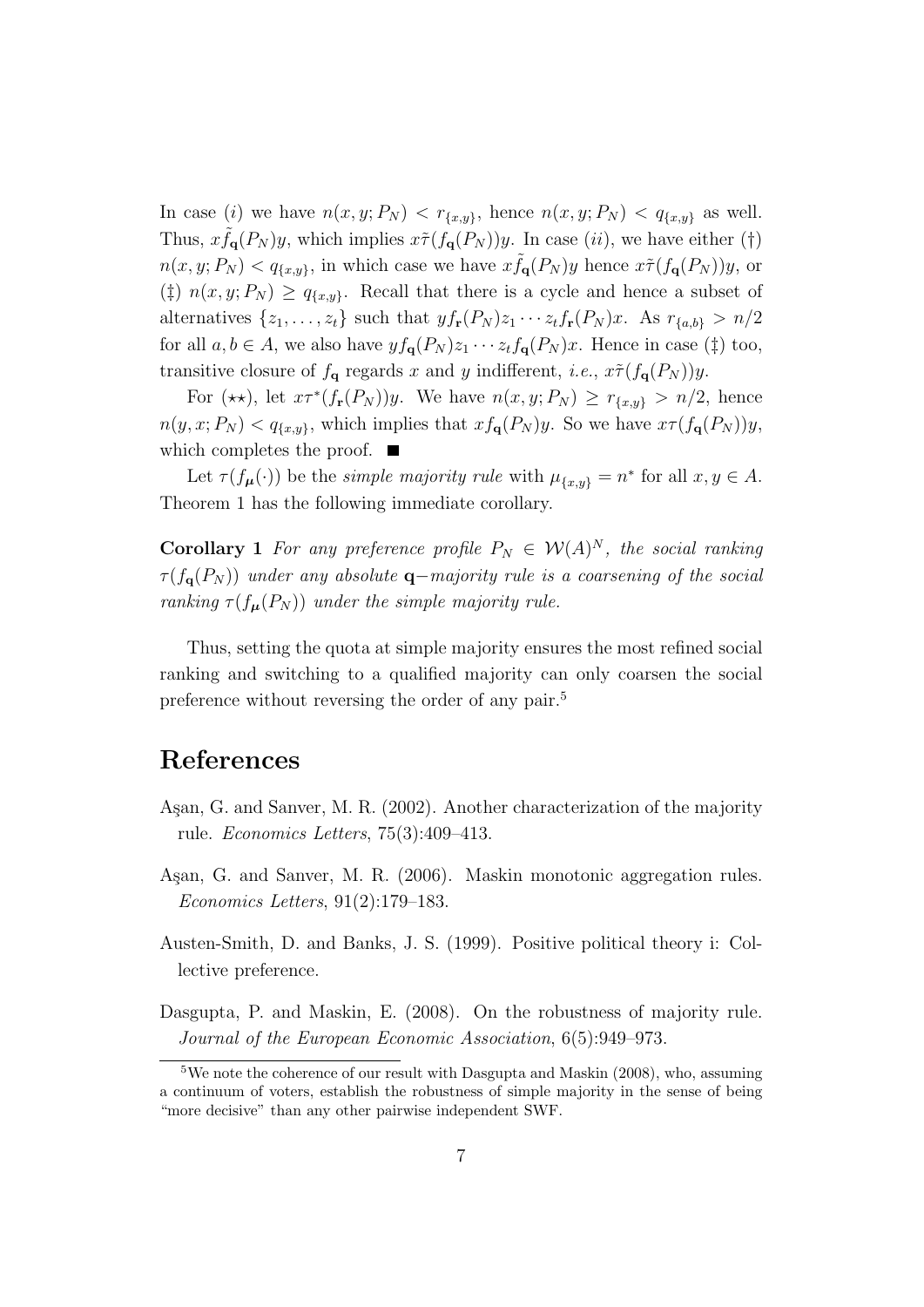In case $(i)$ we have $n(x, y; P_N) < r_{\{x,y\}}$, hence $n(x, y; P_N) < q_{\{x,y\}}$ as well. Thus, $x\tilde{f}_{\mathbf{q}}(P_N)y$, which implies $x\tilde{\tau}(f_{\mathbf{q}}(P_N))y$. In case $(ii)$, we have either (†) $n(x, y; P_N) < q_{\{x,y\}}$, in which case we have $x\tilde{f}_{\mathbf{q}}(P_N)y$ hence $x\tilde{\tau}(f_{\mathbf{q}}(P_N))y$, or (‡) $n(x, y; P_N) \geq q_{\{x,y\}}$. Recall that there is a cycle and hence a subset of alternatives $\{z_1, \ldots, z_t\}$ such that $yf_{\mathbf{r}}(P_N)z_1 \cdots z_t f_{\mathbf{r}}(P_N)x$. As $r_{\{a,b\}} > n/2$ for all $a, b \in A$, we also have $yf_{\mathbf{q}}(P_N)z_1 \cdots z_t f_{\mathbf{q}}(P_N)x$. Hence in case (‡) too, transitive closure of $f_{\mathbf{q}}$ regards $x$ and $y$ indifferent, *i.e.*, $x\tilde{\tau}(f_{\mathbf{q}}(P_N))y$.

For $(\star\star)$, let $x\tau^*(f_{\mathbf{r}}(P_N))y$. We have $n(x, y; P_N) \geq r_{\{x,y\}} > n/2$, hence $n(y, x; P_N) < q_{\{x,y\}}$, which implies that $xf_{\mathbf{q}}(P_N)y$. So we have $x\tau(f_{\mathbf{q}}(P_N))y$, which completes the proof. ■

Let $\tau(f_{\boldsymbol{\mu}}(\cdot))$ be the *simple majority rule* with $\mu_{\{x,y\}} = n^*$ for all $x, y \in A$. Theorem 1 has the following immediate corollary.

**Corollary 1** *For any preference profile $P_N \in \mathcal{W}(A)^N$, the social ranking $\tau(f_{\mathbf{q}}(P_N))$ under any absolute $\mathbf{q}-$majority rule is a coarsening of the social ranking $\tau(f_{\boldsymbol{\mu}}(P_N))$ under the simple majority rule.*

Thus, setting the quota at simple majority ensures the most refined social ranking and switching to a qualified majority can only coarsen the social preference without reversing the order of any pair.[5]

# References

Aşan, G. and Sanver, M. R. (2002). Another characterization of the majority rule. *Economics Letters*, 75(3):409–413.

Aşan, G. and Sanver, M. R. (2006). Maskin monotonic aggregation rules. *Economics Letters*, 91(2):179–183.

Austen-Smith, D. and Banks, J. S. (1999). Positive political theory i: Collective preference.

Dasgupta, P. and Maskin, E. (2008). On the robustness of majority rule. *Journal of the European Economic Association*, 6(5):949–973.

[5]We note the coherence of our result with Dasgupta and Maskin (2008), who, assuming a continuum of voters, establish the robustness of simple majority in the sense of being "more decisive" than any other pairwise independent SWF.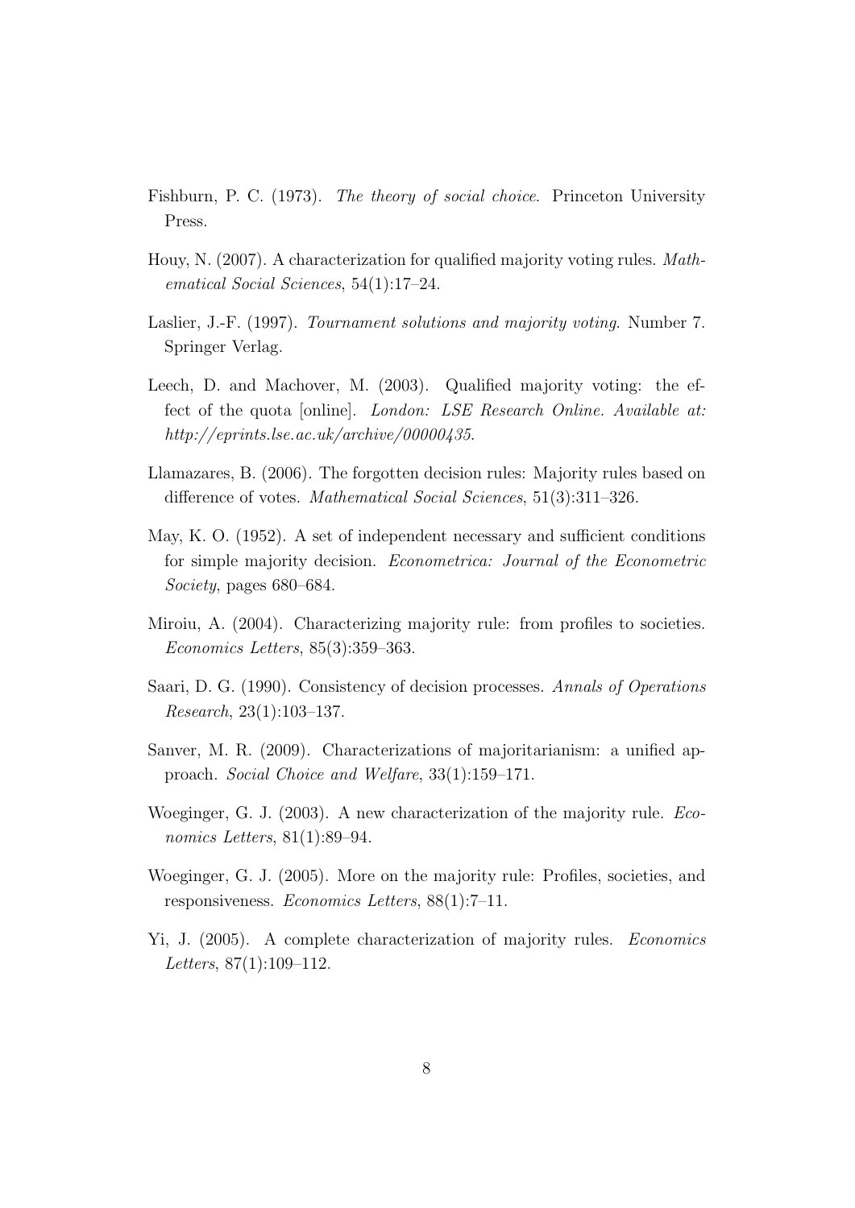Fishburn, P. C. (1973). *The theory of social choice*. Princeton University Press.

Houy, N. (2007). A characterization for qualified majority voting rules. *Mathematical Social Sciences*, 54(1):17–24.

Laslier, J.-F. (1997). *Tournament solutions and majority voting*. Number 7. Springer Verlag.

Leech, D. and Machover, M. (2003). Qualified majority voting: the effect of the quota [online]. *London: LSE Research Online. Available at: http://eprints.lse.ac.uk/archive/00000435*.

Llamazares, B. (2006). The forgotten decision rules: Majority rules based on difference of votes. *Mathematical Social Sciences*, 51(3):311–326.

May, K. O. (1952). A set of independent necessary and sufficient conditions for simple majority decision. *Econometrica: Journal of the Econometric Society*, pages 680–684.

Miroiu, A. (2004). Characterizing majority rule: from profiles to societies. *Economics Letters*, 85(3):359–363.

Saari, D. G. (1990). Consistency of decision processes. *Annals of Operations Research*, 23(1):103–137.

Sanver, M. R. (2009). Characterizations of majoritarianism: a unified approach. *Social Choice and Welfare*, 33(1):159–171.

Woeginger, G. J. (2003). A new characterization of the majority rule. *Economics Letters*, 81(1):89–94.

Woeginger, G. J. (2005). More on the majority rule: Profiles, societies, and responsiveness. *Economics Letters*, 88(1):7–11.

Yi, J. (2005). A complete characterization of majority rules. *Economics Letters*, 87(1):109–112.